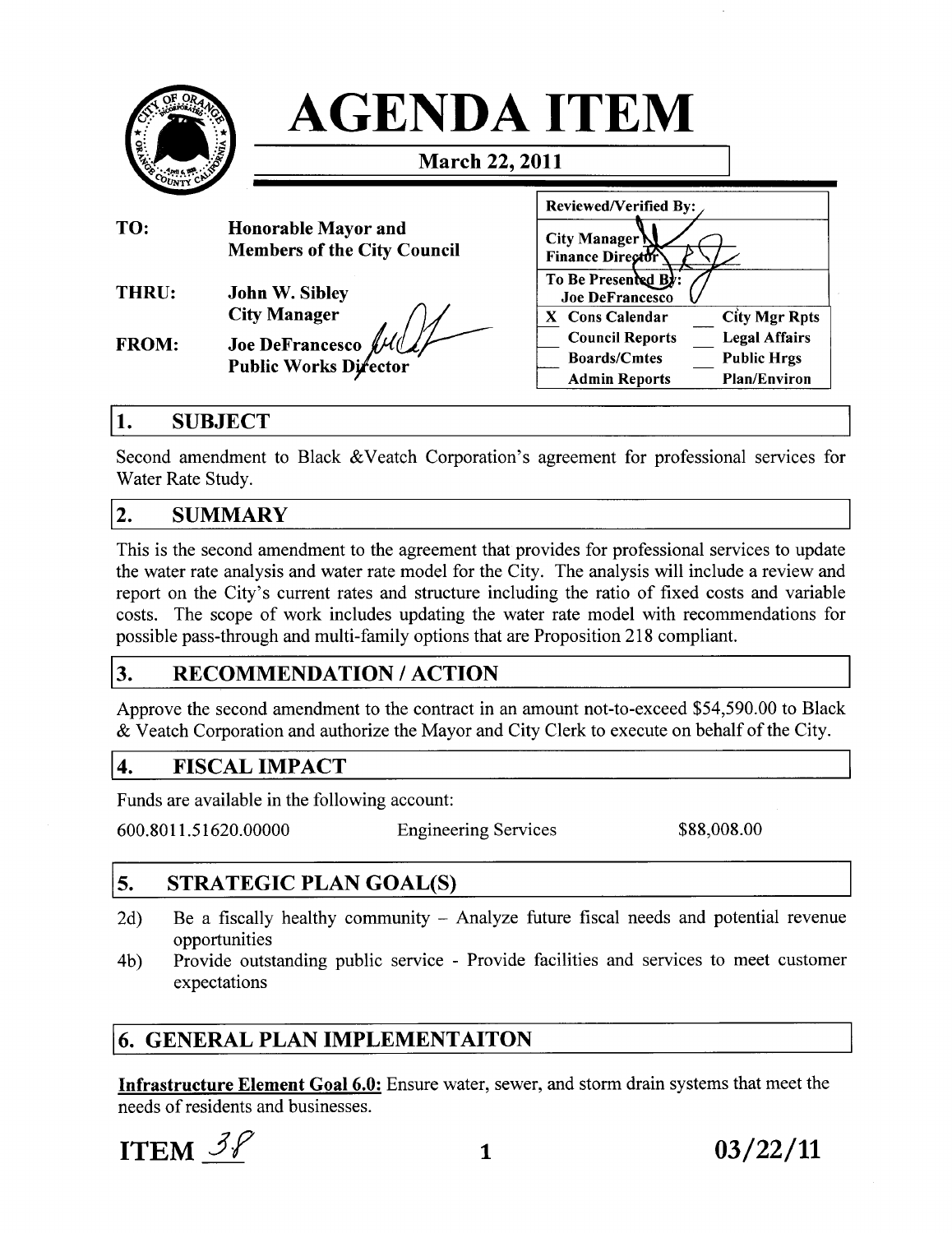# AGENDA ITEM

**March 22, 2011**

| Reviewed/Verified By: | |
|---|---|
| City Manager | |
| Finance Director | |
| To Be Presented By: Joe DeFrancesco | |
| X Cons Calendar | City Mgr Rpts |
| Council Reports | Legal Affairs |
| Boards/Cmtes | Public Hrgs |
| Admin Reports | Plan/Environ |

**TO:** Honorable Mayor and Members of the City Council

**THRU:** John W. Sibley, City Manager

**FROM:** Joe DeFrancesco, Public Works Director

## 1. SUBJECT

Second amendment to Black &Veatch Corporation's agreement for professional services for Water Rate Study.

## 2. SUMMARY

This is the second amendment to the agreement that provides for professional services to update the water rate analysis and water rate model for the City. The analysis will include a review and report on the City's current rates and structure including the ratio of fixed costs and variable costs. The scope of work includes updating the water rate model with recommendations for possible pass-through and multi-family options that are Proposition 218 compliant.

## 3. RECOMMENDATION / ACTION

Approve the second amendment to the contract in an amount not-to-exceed $54,590.00 to Black & Veatch Corporation and authorize the Mayor and City Clerk to execute on behalf of the City.

## 4. FISCAL IMPACT

Funds are available in the following account:

| 600.8011.51620.00000 | Engineering Services | $88,008.00 |
|---|---|---|

## 5. STRATEGIC PLAN GOAL(S)

2d) Be a fiscally healthy community – Analyze future fiscal needs and potential revenue opportunities

4b) Provide outstanding public service - Provide facilities and services to meet customer expectations

## 6. GENERAL PLAN IMPLEMENTAITON

**Infrastructure Element Goal 6.0:** Ensure water, sewer, and storm drain systems that meet the needs of residents and businesses.

ITEM 3.8 03/22/11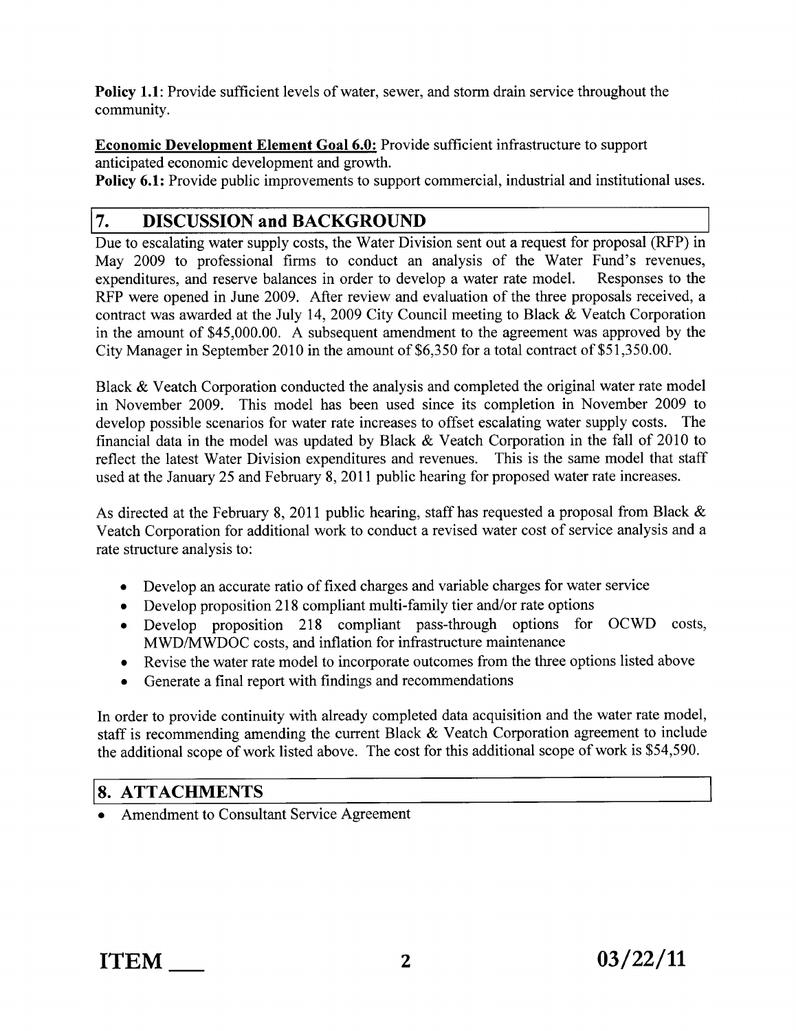**Policy 1.1**: Provide sufficient levels of water, sewer, and storm drain service throughout the community.

**Economic Development Element Goal 6.0:** Provide sufficient infrastructure to support anticipated economic development and growth.
**Policy 6.1:** Provide public improvements to support commercial, industrial and institutional uses.

## 7. DISCUSSION and BACKGROUND

Due to escalating water supply costs, the Water Division sent out a request for proposal (RFP) in May 2009 to professional firms to conduct an analysis of the Water Fund's revenues, expenditures, and reserve balances in order to develop a water rate model. Responses to the RFP were opened in June 2009. After review and evaluation of the three proposals received, a contract was awarded at the July 14, 2009 City Council meeting to Black & Veatch Corporation in the amount of $45,000.00. A subsequent amendment to the agreement was approved by the City Manager in September 2010 in the amount of $6,350 for a total contract of $51,350.00.

Black & Veatch Corporation conducted the analysis and completed the original water rate model in November 2009. This model has been used since its completion in November 2009 to develop possible scenarios for water rate increases to offset escalating water supply costs. The financial data in the model was updated by Black & Veatch Corporation in the fall of 2010 to reflect the latest Water Division expenditures and revenues. This is the same model that staff used at the January 25 and February 8, 2011 public hearing for proposed water rate increases.

As directed at the February 8, 2011 public hearing, staff has requested a proposal from Black & Veatch Corporation for additional work to conduct a revised water cost of service analysis and a rate structure analysis to:

- Develop an accurate ratio of fixed charges and variable charges for water service
- Develop proposition 218 compliant multi-family tier and/or rate options
- Develop proposition 218 compliant pass-through options for OCWD costs, MWD/MWDOC costs, and inflation for infrastructure maintenance
- Revise the water rate model to incorporate outcomes from the three options listed above
- Generate a final report with findings and recommendations

In order to provide continuity with already completed data acquisition and the water rate model, staff is recommending amending the current Black & Veatch Corporation agreement to include the additional scope of work listed above. The cost for this additional scope of work is $54,590.

## 8. ATTACHMENTS

- Amendment to Consultant Service Agreement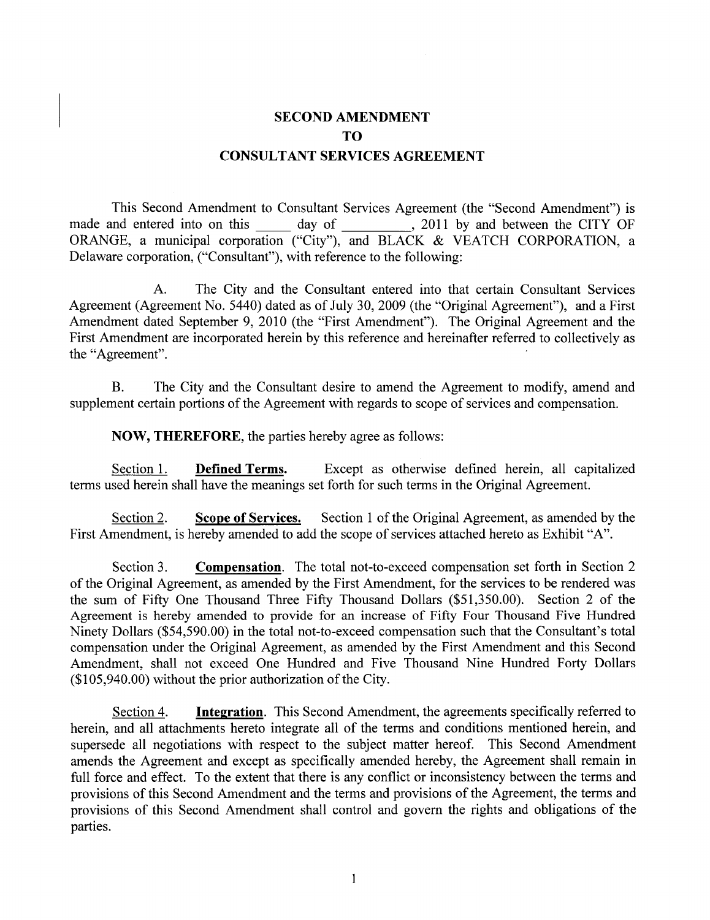# SECOND AMENDMENT
# TO
# CONSULTANT SERVICES AGREEMENT

This Second Amendment to Consultant Services Agreement (the "Second Amendment") is made and entered into on this _____ day of __________, 2011 by and between the CITY OF ORANGE, a municipal corporation ("City"), and BLACK & VEATCH CORPORATION, a Delaware corporation, ("Consultant"), with reference to the following:

A. The City and the Consultant entered into that certain Consultant Services Agreement (Agreement No. 5440) dated as of July 30, 2009 (the "Original Agreement"), and a First Amendment dated September 9, 2010 (the "First Amendment"). The Original Agreement and the First Amendment are incorporated herein by this reference and hereinafter referred to collectively as the "Agreement".

B. The City and the Consultant desire to amend the Agreement to modify, amend and supplement certain portions of the Agreement with regards to scope of services and compensation.

**NOW, THEREFORE**, the parties hereby agree as follows:

Section 1. **Defined Terms.** Except as otherwise defined herein, all capitalized terms used herein shall have the meanings set forth for such terms in the Original Agreement.

Section 2. **Scope of Services.** Section 1 of the Original Agreement, as amended by the First Amendment, is hereby amended to add the scope of services attached hereto as Exhibit "A".

Section 3. **Compensation**. The total not-to-exceed compensation set forth in Section 2 of the Original Agreement, as amended by the First Amendment, for the services to be rendered was the sum of Fifty One Thousand Three Fifty Thousand Dollars ($51,350.00). Section 2 of the Agreement is hereby amended to provide for an increase of Fifty Four Thousand Five Hundred Ninety Dollars ($54,590.00) in the total not-to-exceed compensation such that the Consultant's total compensation under the Original Agreement, as amended by the First Amendment and this Second Amendment, shall not exceed One Hundred and Five Thousand Nine Hundred Forty Dollars ($105,940.00) without the prior authorization of the City.

Section 4. **Integration**. This Second Amendment, the agreements specifically referred to herein, and all attachments hereto integrate all of the terms and conditions mentioned herein, and supersede all negotiations with respect to the subject matter hereof. This Second Amendment amends the Agreement and except as specifically amended hereby, the Agreement shall remain in full force and effect. To the extent that there is any conflict or inconsistency between the terms and provisions of this Second Amendment and the terms and provisions of the Agreement, the terms and provisions of this Second Amendment shall control and govern the rights and obligations of the parties.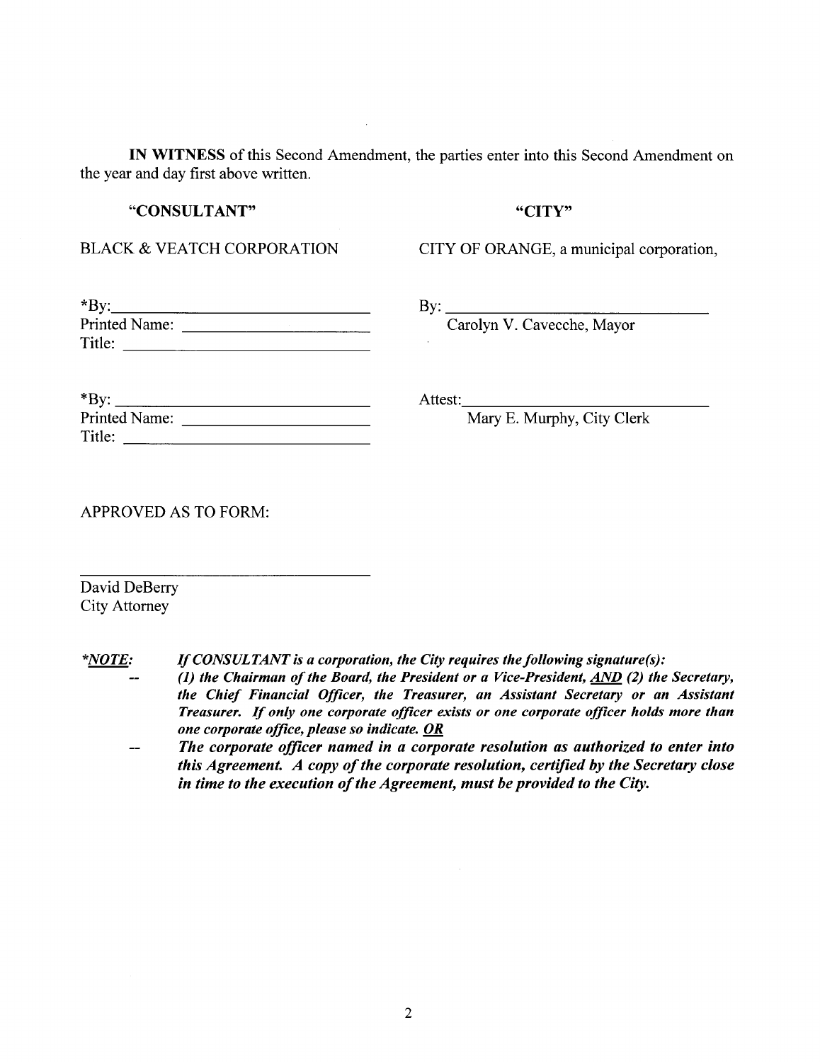**IN WITNESS** of this Second Amendment, the parties enter into this Second Amendment on the year and day first above written.

| **"CONSULTANT"** | **"CITY"** |
|---|---|
| BLACK & VEATCH CORPORATION | CITY OF ORANGE, a municipal corporation, |
| *By: \_\_\_\_\_\_\_\_\_\_\_\_\_\_\_\_\_\_\_\_\_\_\_\_\_\_\_\_<br>Printed Name: \_\_\_\_\_\_\_\_\_\_\_\_\_\_\_\_\_\_\_\_<br>Title: \_\_\_\_\_\_\_\_\_\_\_\_\_\_\_\_\_\_\_\_\_\_\_\_\_\_\_ | By: \_\_\_\_\_\_\_\_\_\_\_\_\_\_\_\_\_\_\_\_\_\_\_\_\_\_\_\_<br>Carolyn V. Cavecche, Mayor |
| *By: \_\_\_\_\_\_\_\_\_\_\_\_\_\_\_\_\_\_\_\_\_\_\_\_\_\_\_\_<br>Printed Name: \_\_\_\_\_\_\_\_\_\_\_\_\_\_\_\_\_\_\_\_<br>Title: \_\_\_\_\_\_\_\_\_\_\_\_\_\_\_\_\_\_\_\_\_\_\_\_\_\_\_ | Attest: \_\_\_\_\_\_\_\_\_\_\_\_\_\_\_\_\_\_\_\_\_\_\_\_\_\_\_\_<br>Mary E. Murphy, City Clerk |

APPROVED AS TO FORM:

\_\_\_\_\_\_\_\_\_\_\_\_\_\_\_\_\_\_\_\_\_\_\_\_\_\_\_\_\_\_\_\_
David DeBerry
City Attorney

***NOTE:*** ***If CONSULTANT is a corporation, the City requires the following signature(s):***

-- ***(1) the Chairman of the Board, the President or a Vice-President, AND (2) the Secretary, the Chief Financial Officer, the Treasurer, an Assistant Secretary or an Assistant Treasurer. If only one corporate officer exists or one corporate officer holds more than one corporate office, please so indicate. OR***

-- ***The corporate officer named in a corporate resolution as authorized to enter into this Agreement. A copy of the corporate resolution, certified by the Secretary close in time to the execution of the Agreement, must be provided to the City.***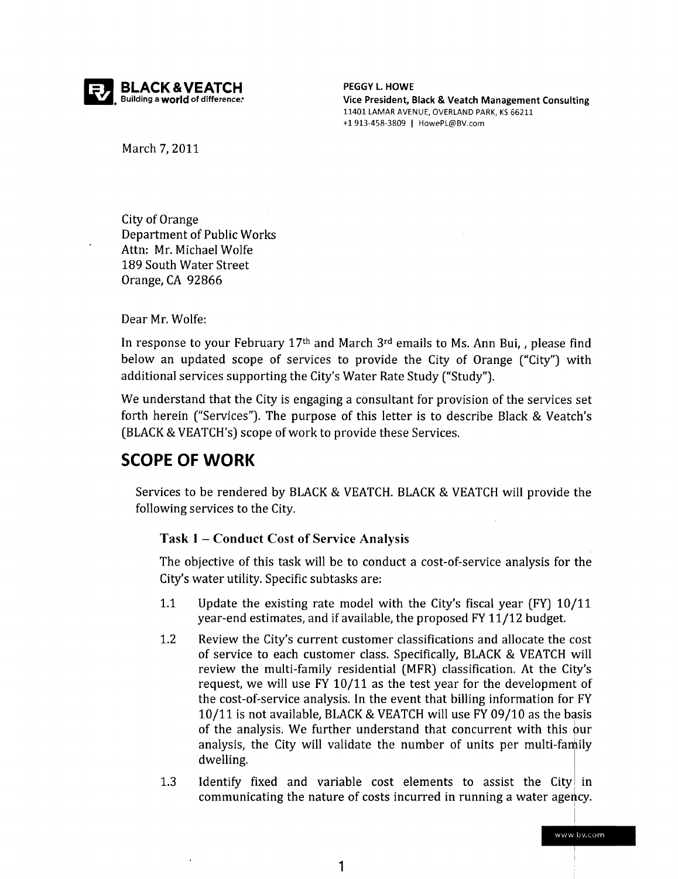**BLACK & VEATCH**
Building a world of difference.

**PEGGY L. HOWE**
**Vice President, Black & Veatch Management Consulting**
11401 LAMAR AVENUE, OVERLAND PARK, KS 66211
+1 913-458-3809 | HowePL@BV.com

March 7, 2011

City of Orange
Department of Public Works
Attn: Mr. Michael Wolfe
189 South Water Street
Orange, CA 92866

Dear Mr. Wolfe:

In response to your February 17th and March 3rd emails to Ms. Ann Bui, , please find below an updated scope of services to provide the City of Orange ("City") with additional services supporting the City's Water Rate Study ("Study").

We understand that the City is engaging a consultant for provision of the services set forth herein ("Services"). The purpose of this letter is to describe Black & Veatch's (BLACK & VEATCH's) scope of work to provide these Services.

## SCOPE OF WORK

Services to be rendered by BLACK & VEATCH. BLACK & VEATCH will provide the following services to the City.

### Task 1 – Conduct Cost of Service Analysis

The objective of this task will be to conduct a cost-of-service analysis for the City's water utility. Specific subtasks are:

1.1 Update the existing rate model with the City's fiscal year (FY) 10/11 year-end estimates, and if available, the proposed FY 11/12 budget.

1.2 Review the City's current customer classifications and allocate the cost of service to each customer class. Specifically, BLACK & VEATCH will review the multi-family residential (MFR) classification. At the City's request, we will use FY 10/11 as the test year for the development of the cost-of-service analysis. In the event that billing information for FY 10/11 is not available, BLACK & VEATCH will use FY 09/10 as the basis of the analysis. We further understand that concurrent with this our analysis, the City will validate the number of units per multi-family dwelling.

1.3 Identify fixed and variable cost elements to assist the City in communicating the nature of costs incurred in running a water agency.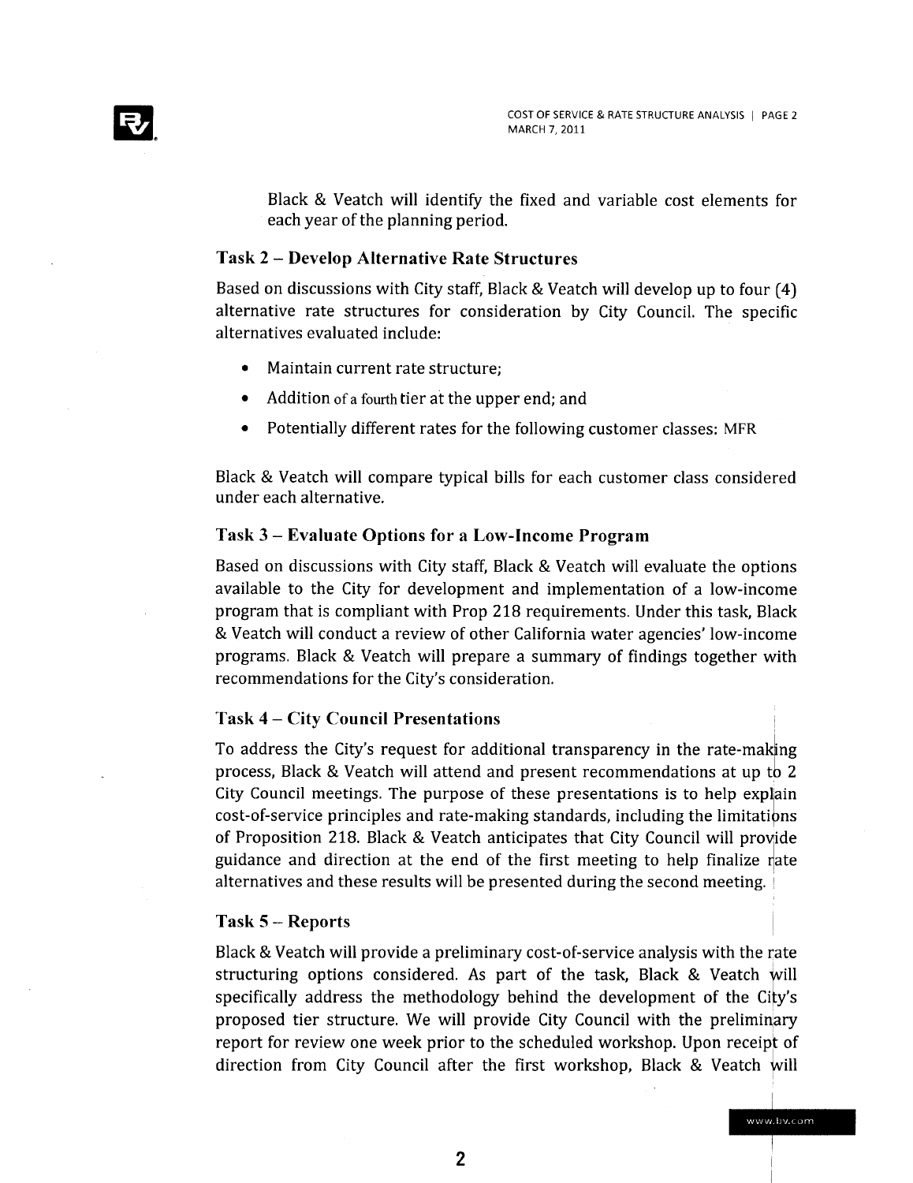Black & Veatch will identify the fixed and variable cost elements for each year of the planning period.

### Task 2 – Develop Alternative Rate Structures

Based on discussions with City staff, Black & Veatch will develop up to four (4) alternative rate structures for consideration by City Council. The specific alternatives evaluated include:

- Maintain current rate structure;
- Addition of a fourth tier at the upper end; and
- Potentially different rates for the following customer classes: MFR

Black & Veatch will compare typical bills for each customer class considered under each alternative.

### Task 3 – Evaluate Options for a Low-Income Program

Based on discussions with City staff, Black & Veatch will evaluate the options available to the City for development and implementation of a low-income program that is compliant with Prop 218 requirements. Under this task, Black & Veatch will conduct a review of other California water agencies' low-income programs. Black & Veatch will prepare a summary of findings together with recommendations for the City's consideration.

### Task 4 – City Council Presentations

To address the City's request for additional transparency in the rate-making process, Black & Veatch will attend and present recommendations at up to 2 City Council meetings. The purpose of these presentations is to help explain cost-of-service principles and rate-making standards, including the limitations of Proposition 218. Black & Veatch anticipates that City Council will provide guidance and direction at the end of the first meeting to help finalize rate alternatives and these results will be presented during the second meeting.

### Task 5 – Reports

Black & Veatch will provide a preliminary cost-of-service analysis with the rate structuring options considered. As part of the task, Black & Veatch will specifically address the methodology behind the development of the City's proposed tier structure. We will provide City Council with the preliminary report for review one week prior to the scheduled workshop. Upon receipt of direction from City Council after the first workshop, Black & Veatch will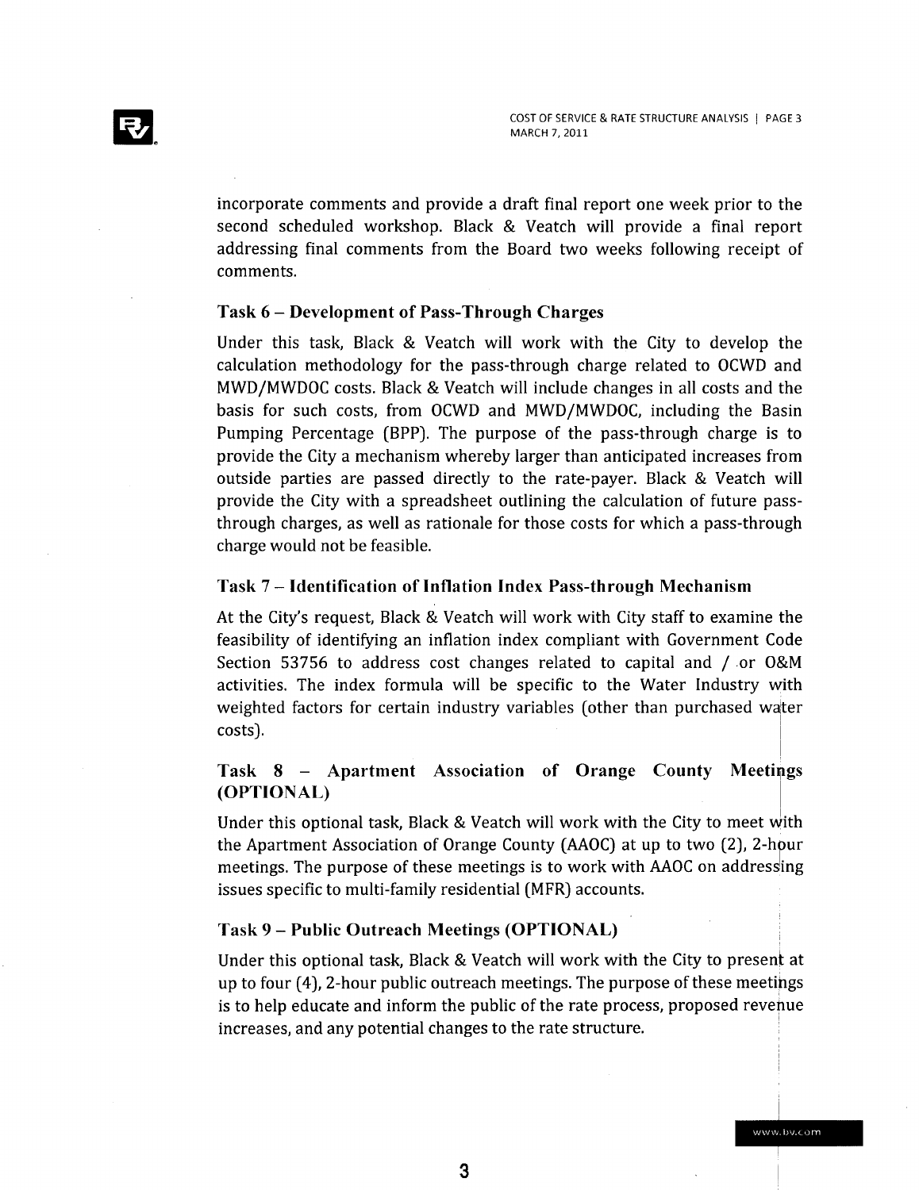incorporate comments and provide a draft final report one week prior to the second scheduled workshop. Black & Veatch will provide a final report addressing final comments from the Board two weeks following receipt of comments.

### Task 6 – Development of Pass-Through Charges

Under this task, Black & Veatch will work with the City to develop the calculation methodology for the pass-through charge related to OCWD and MWD/MWDOC costs. Black & Veatch will include changes in all costs and the basis for such costs, from OCWD and MWD/MWDOC, including the Basin Pumping Percentage (BPP). The purpose of the pass-through charge is to provide the City a mechanism whereby larger than anticipated increases from outside parties are passed directly to the rate-payer. Black & Veatch will provide the City with a spreadsheet outlining the calculation of future pass-through charges, as well as rationale for those costs for which a pass-through charge would not be feasible.

### Task 7 – Identification of Inflation Index Pass-through Mechanism

At the City's request, Black & Veatch will work with City staff to examine the feasibility of identifying an inflation index compliant with Government Code Section 53756 to address cost changes related to capital and / or O&M activities. The index formula will be specific to the Water Industry with weighted factors for certain industry variables (other than purchased water costs).

### Task 8 – Apartment Association of Orange County Meetings (OPTIONAL)

Under this optional task, Black & Veatch will work with the City to meet with the Apartment Association of Orange County (AAOC) at up to two (2), 2-hour meetings. The purpose of these meetings is to work with AAOC on addressing issues specific to multi-family residential (MFR) accounts.

### Task 9 – Public Outreach Meetings (OPTIONAL)

Under this optional task, Black & Veatch will work with the City to present at up to four (4), 2-hour public outreach meetings. The purpose of these meetings is to help educate and inform the public of the rate process, proposed revenue increases, and any potential changes to the rate structure.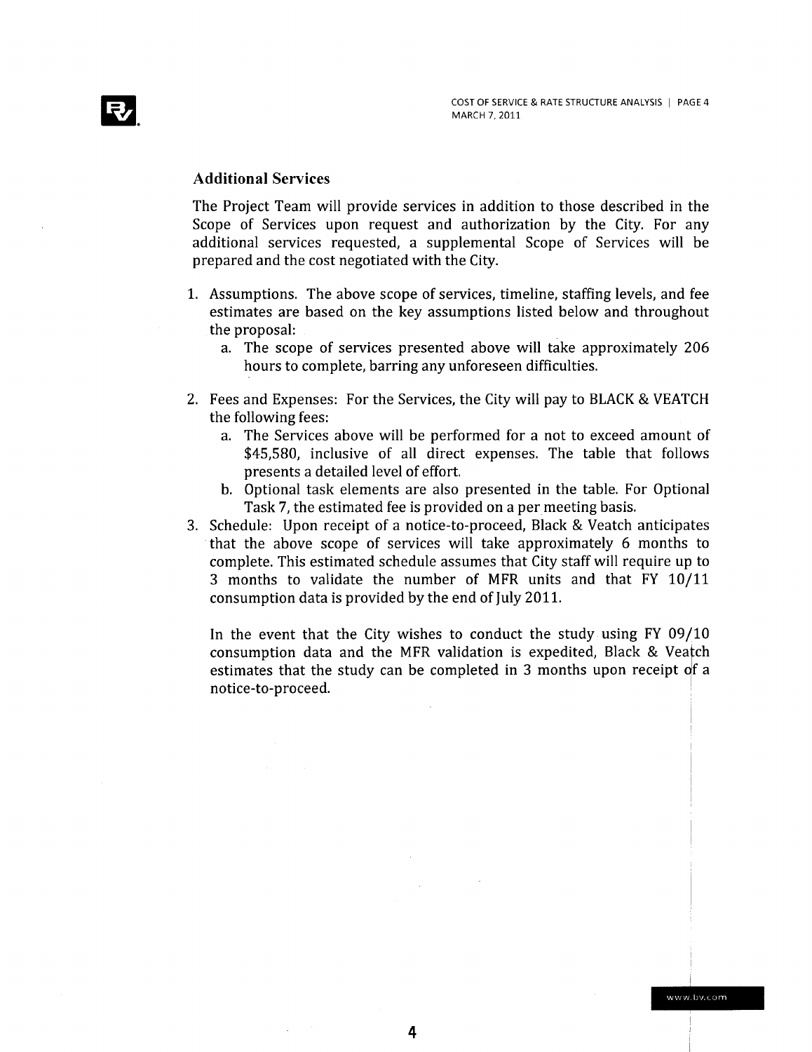## Additional Services

The Project Team will provide services in addition to those described in the Scope of Services upon request and authorization by the City. For any additional services requested, a supplemental Scope of Services will be prepared and the cost negotiated with the City.

1. Assumptions. The above scope of services, timeline, staffing levels, and fee estimates are based on the key assumptions listed below and throughout the proposal:
   a. The scope of services presented above will take approximately 206 hours to complete, barring any unforeseen difficulties.

2. Fees and Expenses: For the Services, the City will pay to BLACK & VEATCH the following fees:
   a. The Services above will be performed for a not to exceed amount of $45,580, inclusive of all direct expenses. The table that follows presents a detailed level of effort.
   b. Optional task elements are also presented in the table. For Optional Task 7, the estimated fee is provided on a per meeting basis.

3. Schedule: Upon receipt of a notice-to-proceed, Black & Veatch anticipates that the above scope of services will take approximately 6 months to complete. This estimated schedule assumes that City staff will require up to 3 months to validate the number of MFR units and that FY 10/11 consumption data is provided by the end of July 2011.

   In the event that the City wishes to conduct the study using FY 09/10 consumption data and the MFR validation is expedited, Black & Veatch estimates that the study can be completed in 3 months upon receipt of a notice-to-proceed.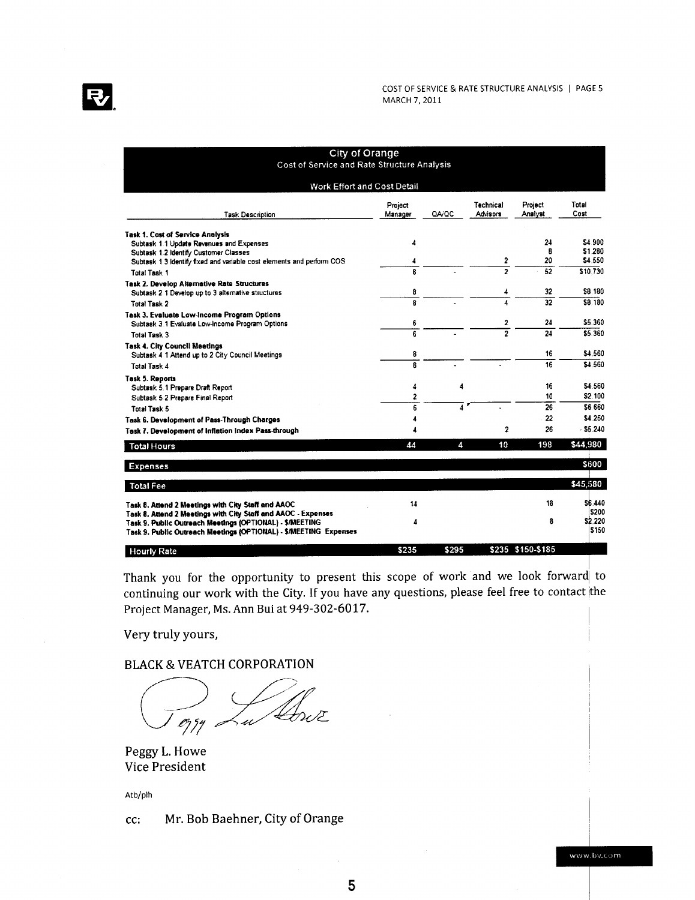| City of Orange<br>Cost of Service and Rate Structure Analysis<br><br>Work Effort and Cost Detail | | | | | |
|---|---|---|---|---|---|
| **Task Description** | **Project Manager** | **QA/QC** | **Technical Advisors** | **Project Analyst** | **Total Cost** |
| **Task 1. Cost of Service Analysis** | | | | | |
| Subtask 1.1 Update Revenues and Expenses | 4 | | | 24 | $4,900 |
| Subtask 1.2 Identify Customer Classes | | | | 8 | $1,280 |
| Subtask 1.3 Identify fixed and variable cost elements and perform COS | 4 | | 2 | 20 | $4,550 |
| Total Task 1 | 8 | - | 2 | 52 | $10,730 |
| **Task 2. Develop Alternative Rate Structures** | | | | | |
| Subtask 2.1 Develop up to 3 alternative structures | 8 | | 4 | 32 | $8,180 |
| Total Task 2 | 8 | - | 4 | 32 | $8,180 |
| **Task 3. Evaluate Low-Income Program Options** | | | | | |
| Subtask 3.1 Evaluate Low-Income Program Options | 6 | | 2 | 24 | $5,360 |
| Total Task 3 | 6 | - | 2 | 24 | $5,360 |
| **Task 4. City Council Meetings** | | | | | |
| Subtask 4.1 Attend up to 2 City Council Meetings | 8 | | | 16 | $4,560 |
| Total Task 4 | 8 | - | - | 16 | $4,560 |
| **Task 5. Reports** | | | | | |
| Subtask 5.1 Prepare Draft Report | 4 | 4 | | 16 | $4,560 |
| Subtask 5.2 Prepare Final Report | 2 | | | 10 | $2,100 |
| Total Task 5 | 6 | 4 | - | 26 | $6,660 |
| **Task 6. Development of Pass-Through Charges** | 4 | | | 22 | $4,250 |
| **Task 7. Development of Inflation Index Pass-through** | 4 | | 2 | 26 | $5,240 |
| **Total Hours** | 44 | 4 | 10 | 198 | $44,980 |
| **Expenses** | | | | | $600 |
| **Total Fee** | | | | | $45,580 |
| **Task 8. Attend 2 Meetings with City Staff and AAOC** | 14 | | | 18 | $6,440 |
| **Task 8. Attend 2 Meetings with City Staff and AAOC - Expenses** | | | | | $200 |
| **Task 9. Public Outreach Meetings (OPTIONAL) - $/MEETING** | 4 | | | 8 | $2,220 |
| **Task 9. Public Outreach Meetings (OPTIONAL) - $/MEETING Expenses** | | | | | $150 |
| **Hourly Rate** | $235 | $295 | $235 | $150-$185 | |

Thank you for the opportunity to present this scope of work and we look forward to continuing our work with the City. If you have any questions, please feel free to contact the Project Manager, Ms. Ann Bui at 949-302-6017.

Very truly yours,

BLACK & VEATCH CORPORATION

Peggy L. Howe
Vice President

Atb/plh

cc: Mr. Bob Baehner, City of Orange